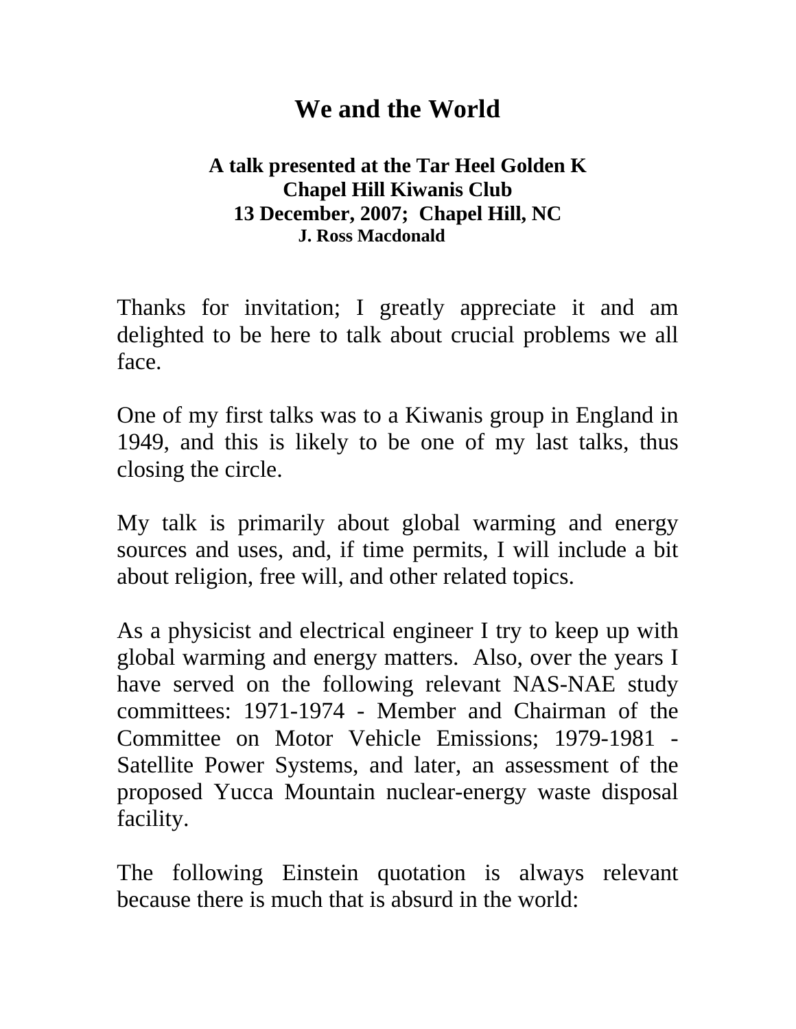# We and the World

**A talk presented at the Tar Heel Golden K**
**Chapel Hill Kiwanis Club**
**13 December, 2007; Chapel Hill, NC**
**J. Ross Macdonald**

Thanks for invitation; I greatly appreciate it and am delighted to be here to talk about crucial problems we all face.

One of my first talks was to a Kiwanis group in England in 1949, and this is likely to be one of my last talks, thus closing the circle.

My talk is primarily about global warming and energy sources and uses, and, if time permits, I will include a bit about religion, free will, and other related topics.

As a physicist and electrical engineer I try to keep up with global warming and energy matters. Also, over the years I have served on the following relevant NAS-NAE study committees: 1971-1974 - Member and Chairman of the Committee on Motor Vehicle Emissions; 1979-1981 - Satellite Power Systems, and later, an assessment of the proposed Yucca Mountain nuclear-energy waste disposal facility.

The following Einstein quotation is always relevant because there is much that is absurd in the world: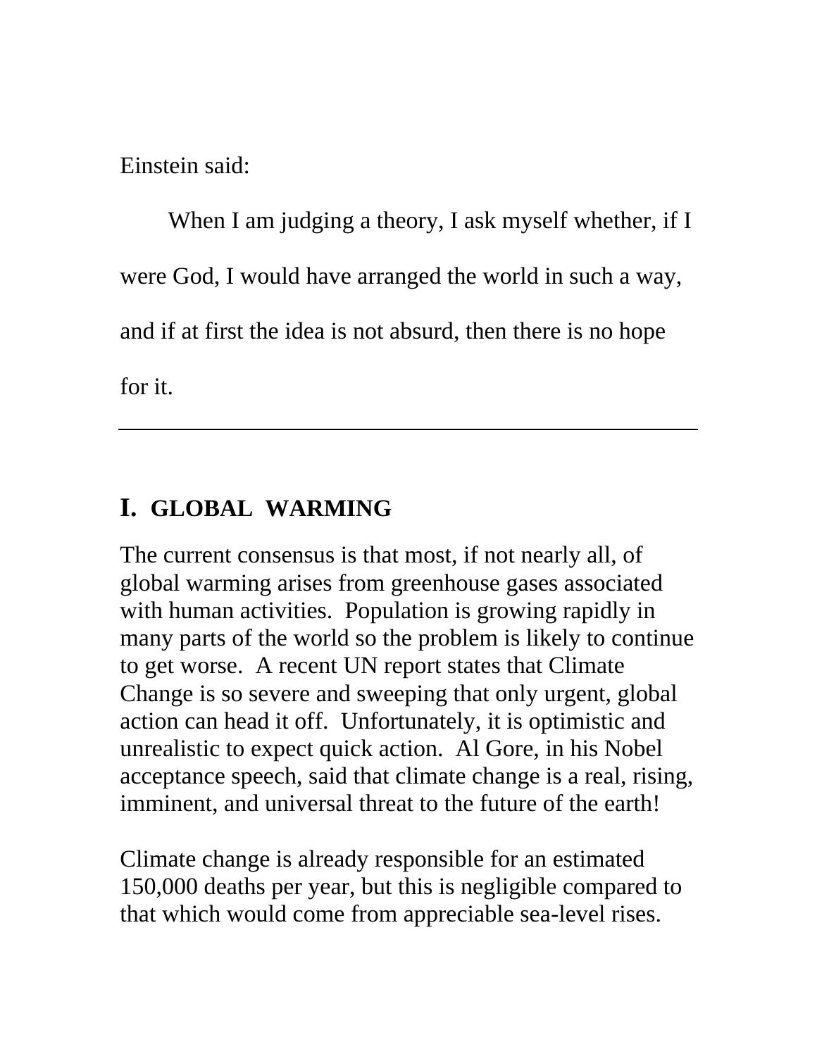Einstein said:

> When I am judging a theory, I ask myself whether, if I were God, I would have arranged the world in such a way, and if at first the idea is not absurd, then there is no hope for it.

---

## I. GLOBAL WARMING

The current consensus is that most, if not nearly all, of global warming arises from greenhouse gases associated with human activities. Population is growing rapidly in many parts of the world so the problem is likely to continue to get worse. A recent UN report states that Climate Change is so severe and sweeping that only urgent, global action can head it off. Unfortunately, it is optimistic and unrealistic to expect quick action. Al Gore, in his Nobel acceptance speech, said that climate change is a real, rising, imminent, and universal threat to the future of the earth!

Climate change is already responsible for an estimated 150,000 deaths per year, but this is negligible compared to that which would come from appreciable sea-level rises.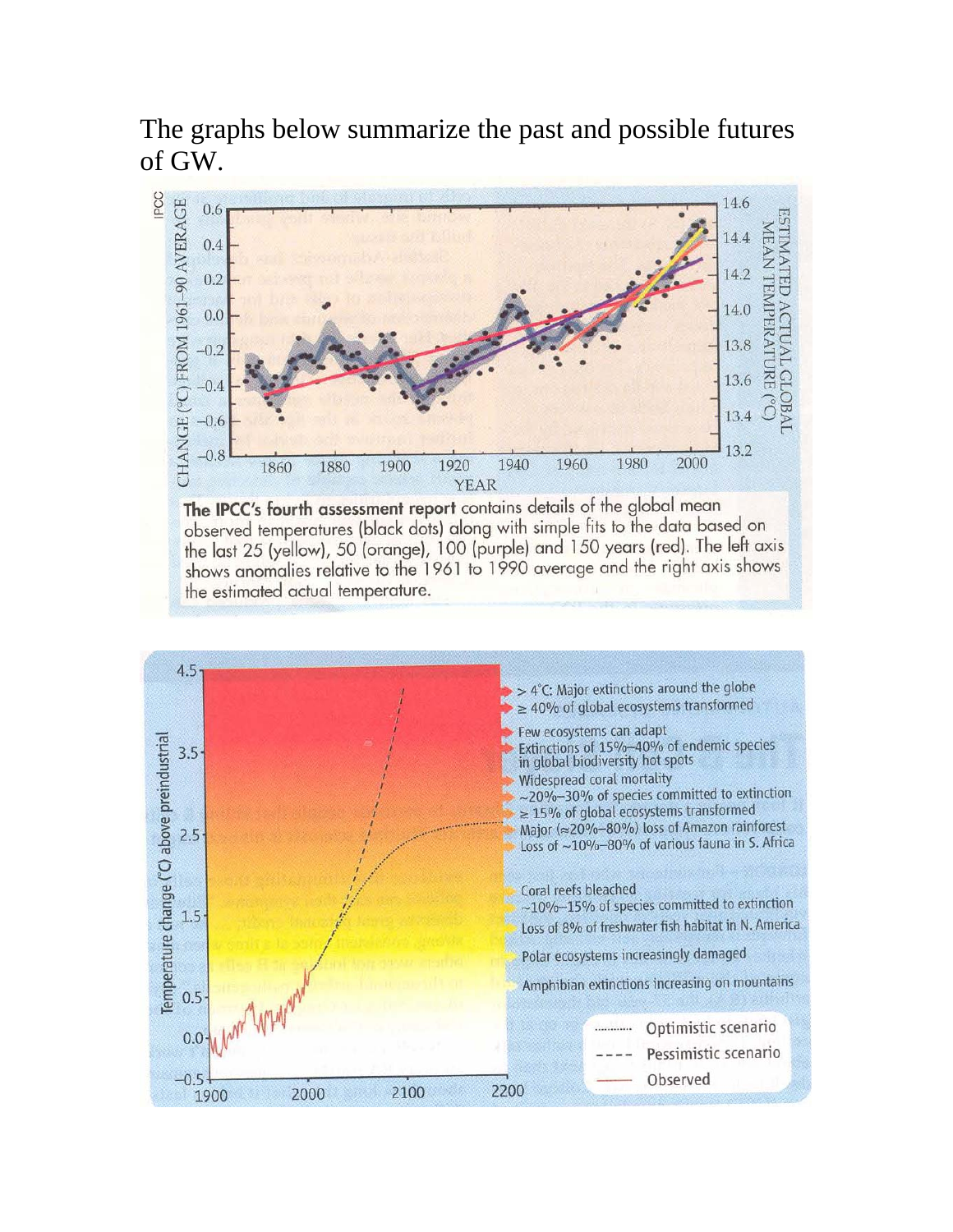The graphs below summarize the past and possible futures of GW.

**The IPCC's fourth assessment report** contains details of the global mean observed temperatures (black dots) along with simple fits to the data based on the last 25 (yellow), 50 (orange), 100 (purple) and 150 years (red). The left axis shows anomalies relative to the 1961 to 1990 average and the right axis shows the estimated actual temperature.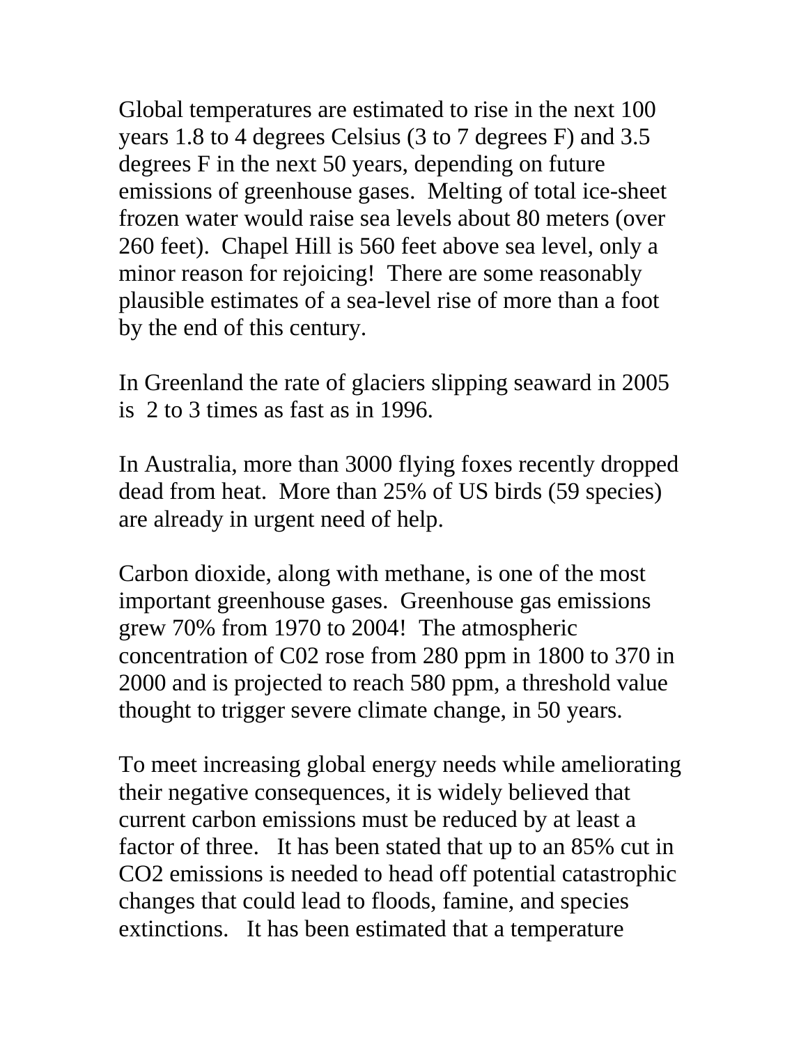Global temperatures are estimated to rise in the next 100 years 1.8 to 4 degrees Celsius (3 to 7 degrees F) and 3.5 degrees F in the next 50 years, depending on future emissions of greenhouse gases. Melting of total ice-sheet frozen water would raise sea levels about 80 meters (over 260 feet). Chapel Hill is 560 feet above sea level, only a minor reason for rejoicing! There are some reasonably plausible estimates of a sea-level rise of more than a foot by the end of this century.

In Greenland the rate of glaciers slipping seaward in 2005 is 2 to 3 times as fast as in 1996.

In Australia, more than 3000 flying foxes recently dropped dead from heat. More than 25% of US birds (59 species) are already in urgent need of help.

Carbon dioxide, along with methane, is one of the most important greenhouse gases. Greenhouse gas emissions grew 70% from 1970 to 2004! The atmospheric concentration of C02 rose from 280 ppm in 1800 to 370 in 2000 and is projected to reach 580 ppm, a threshold value thought to trigger severe climate change, in 50 years.

To meet increasing global energy needs while ameliorating their negative consequences, it is widely believed that current carbon emissions must be reduced by at least a factor of three. It has been stated that up to an 85% cut in $CO_2$ emissions is needed to head off potential catastrophic changes that could lead to floods, famine, and species extinctions. It has been estimated that a temperature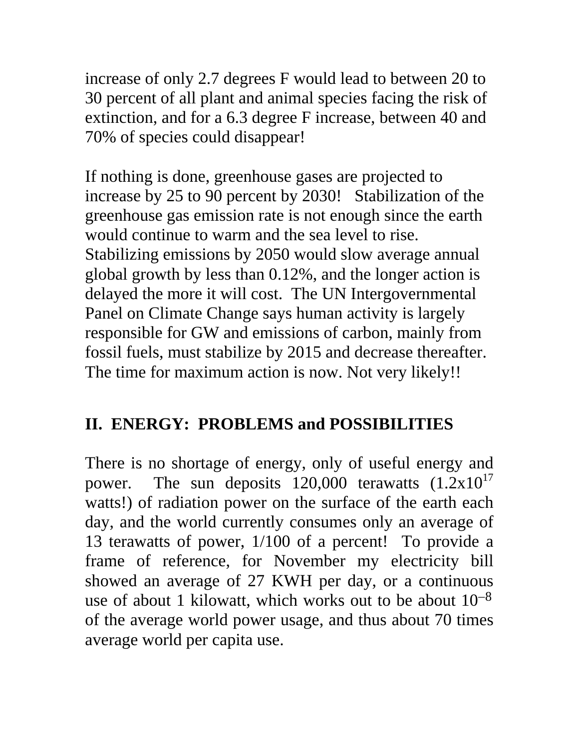increase of only 2.7 degrees F would lead to between 20 to 30 percent of all plant and animal species facing the risk of extinction, and for a 6.3 degree F increase, between 40 and 70% of species could disappear!

If nothing is done, greenhouse gases are projected to increase by 25 to 90 percent by 2030! Stabilization of the greenhouse gas emission rate is not enough since the earth would continue to warm and the sea level to rise. Stabilizing emissions by 2050 would slow average annual global growth by less than 0.12%, and the longer action is delayed the more it will cost. The UN Intergovernmental Panel on Climate Change says human activity is largely responsible for GW and emissions of carbon, mainly from fossil fuels, must stabilize by 2015 and decrease thereafter. The time for maximum action is now. Not very likely!!

## II. ENERGY: PROBLEMS and POSSIBILITIES

There is no shortage of energy, only of useful energy and power. The sun deposits 120,000 terawatts ($1.2 \times 10^{17}$ watts!) of radiation power on the surface of the earth each day, and the world currently consumes only an average of 13 terawatts of power, 1/100 of a percent! To provide a frame of reference, for November my electricity bill showed an average of 27 KWH per day, or a continuous use of about 1 kilowatt, which works out to be about $10^{-8}$ of the average world power usage, and thus about 70 times average world per capita use.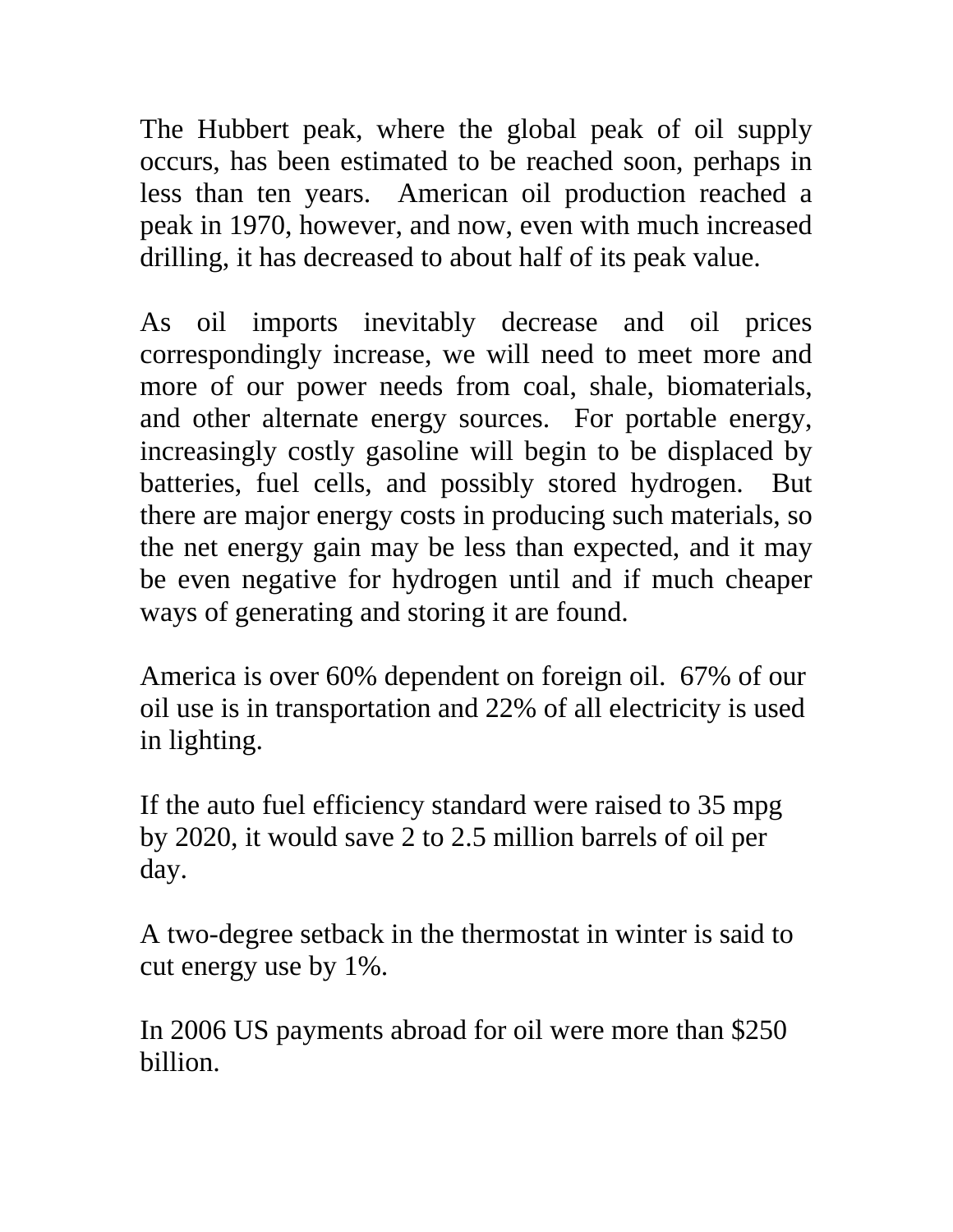The Hubbert peak, where the global peak of oil supply occurs, has been estimated to be reached soon, perhaps in less than ten years. American oil production reached a peak in 1970, however, and now, even with much increased drilling, it has decreased to about half of its peak value.

As oil imports inevitably decrease and oil prices correspondingly increase, we will need to meet more and more of our power needs from coal, shale, biomaterials, and other alternate energy sources. For portable energy, increasingly costly gasoline will begin to be displaced by batteries, fuel cells, and possibly stored hydrogen. But there are major energy costs in producing such materials, so the net energy gain may be less than expected, and it may be even negative for hydrogen until and if much cheaper ways of generating and storing it are found.

America is over 60% dependent on foreign oil. 67% of our oil use is in transportation and 22% of all electricity is used in lighting.

If the auto fuel efficiency standard were raised to 35 mpg by 2020, it would save 2 to 2.5 million barrels of oil per day.

A two-degree setback in the thermostat in winter is said to cut energy use by 1%.

In 2006 US payments abroad for oil were more than $250 billion.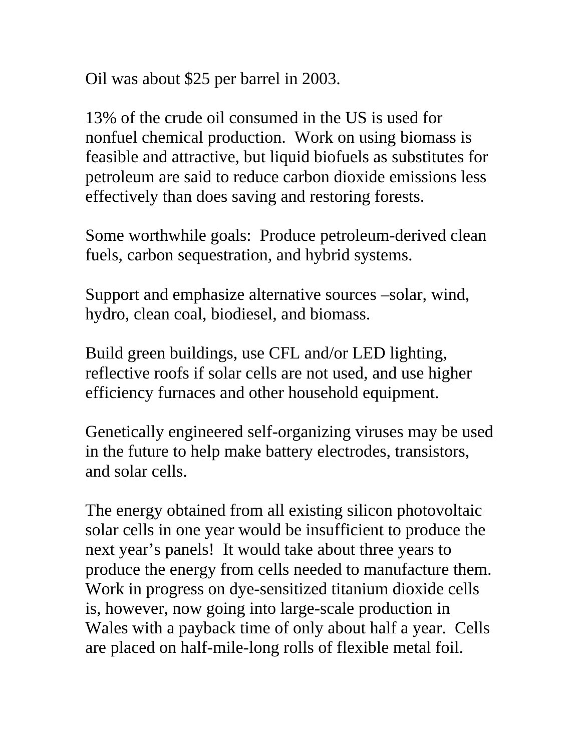Oil was about $25 per barrel in 2003.

13% of the crude oil consumed in the US is used for nonfuel chemical production. Work on using biomass is feasible and attractive, but liquid biofuels as substitutes for petroleum are said to reduce carbon dioxide emissions less effectively than does saving and restoring forests.

Some worthwhile goals: Produce petroleum-derived clean fuels, carbon sequestration, and hybrid systems.

Support and emphasize alternative sources –solar, wind, hydro, clean coal, biodiesel, and biomass.

Build green buildings, use CFL and/or LED lighting, reflective roofs if solar cells are not used, and use higher efficiency furnaces and other household equipment.

Genetically engineered self-organizing viruses may be used in the future to help make battery electrodes, transistors, and solar cells.

The energy obtained from all existing silicon photovoltaic solar cells in one year would be insufficient to produce the next year's panels! It would take about three years to produce the energy from cells needed to manufacture them. Work in progress on dye-sensitized titanium dioxide cells is, however, now going into large-scale production in Wales with a payback time of only about half a year. Cells are placed on half-mile-long rolls of flexible metal foil.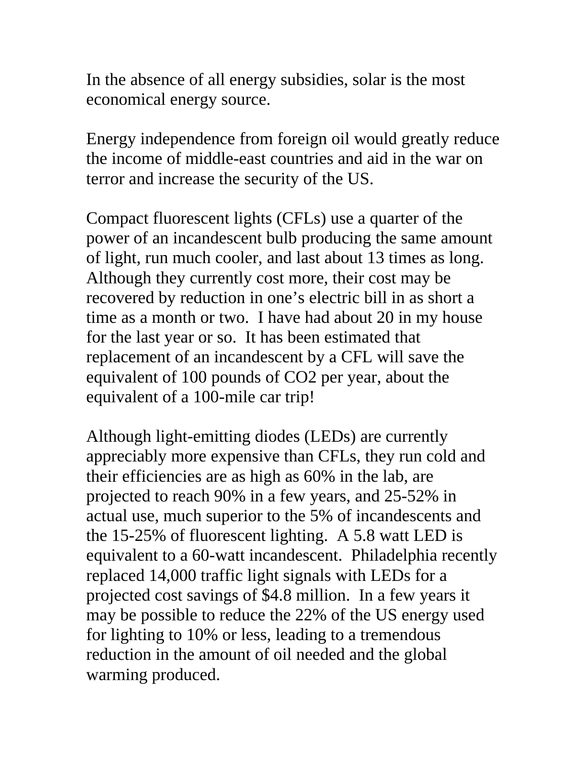In the absence of all energy subsidies, solar is the most economical energy source.

Energy independence from foreign oil would greatly reduce the income of middle-east countries and aid in the war on terror and increase the security of the US.

Compact fluorescent lights (CFLs) use a quarter of the power of an incandescent bulb producing the same amount of light, run much cooler, and last about 13 times as long. Although they currently cost more, their cost may be recovered by reduction in one's electric bill in as short a time as a month or two. I have had about 20 in my house for the last year or so. It has been estimated that replacement of an incandescent by a CFL will save the equivalent of 100 pounds of $CO_2$ per year, about the equivalent of a 100-mile car trip!

Although light-emitting diodes (LEDs) are currently appreciably more expensive than CFLs, they run cold and their efficiencies are as high as 60% in the lab, are projected to reach 90% in a few years, and 25-52% in actual use, much superior to the 5% of incandescents and the 15-25% of fluorescent lighting. A 5.8 watt LED is equivalent to a 60-watt incandescent. Philadelphia recently replaced 14,000 traffic light signals with LEDs for a projected cost savings of $4.8 million. In a few years it may be possible to reduce the 22% of the US energy used for lighting to 10% or less, leading to a tremendous reduction in the amount of oil needed and the global warming produced.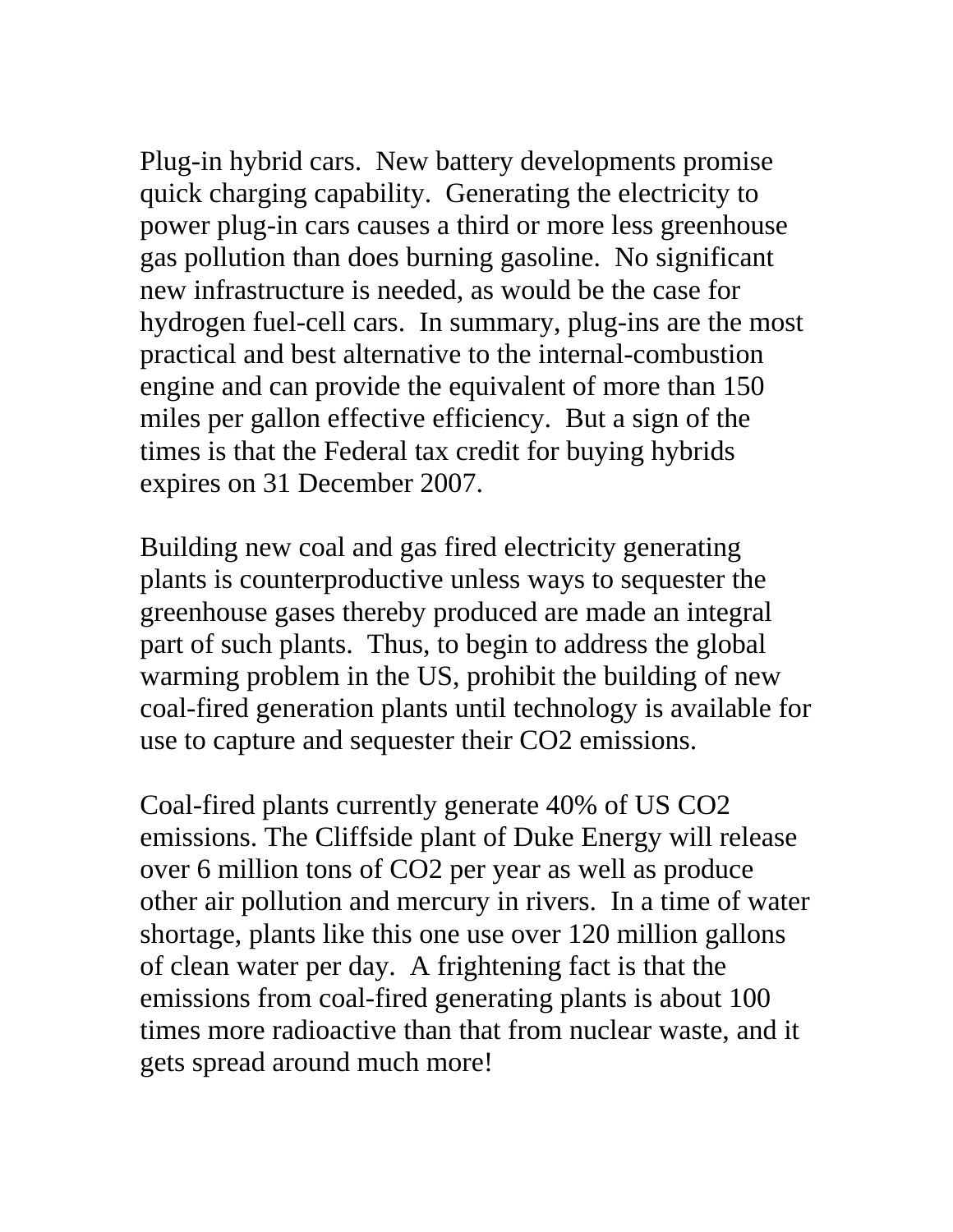Plug-in hybrid cars. New battery developments promise quick charging capability. Generating the electricity to power plug-in cars causes a third or more less greenhouse gas pollution than does burning gasoline. No significant new infrastructure is needed, as would be the case for hydrogen fuel-cell cars. In summary, plug-ins are the most practical and best alternative to the internal-combustion engine and can provide the equivalent of more than 150 miles per gallon effective efficiency. But a sign of the times is that the Federal tax credit for buying hybrids expires on 31 December 2007.

Building new coal and gas fired electricity generating plants is counterproductive unless ways to sequester the greenhouse gases thereby produced are made an integral part of such plants. Thus, to begin to address the global warming problem in the US, prohibit the building of new coal-fired generation plants until technology is available for use to capture and sequester their $CO_2$ emissions.

Coal-fired plants currently generate 40% of US $CO_2$ emissions. The Cliffside plant of Duke Energy will release over 6 million tons of $CO_2$ per year as well as produce other air pollution and mercury in rivers. In a time of water shortage, plants like this one use over 120 million gallons of clean water per day. A frightening fact is that the emissions from coal-fired generating plants is about 100 times more radioactive than that from nuclear waste, and it gets spread around much more!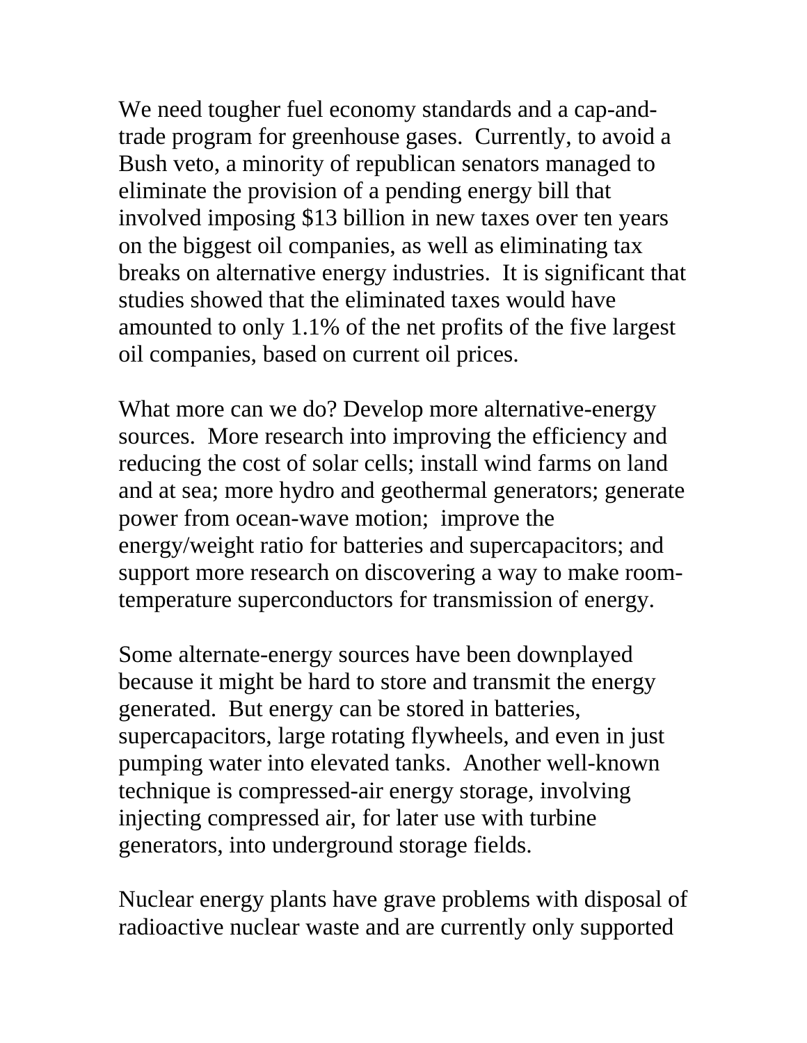We need tougher fuel economy standards and a cap-and-trade program for greenhouse gases. Currently, to avoid a Bush veto, a minority of republican senators managed to eliminate the provision of a pending energy bill that involved imposing $13 billion in new taxes over ten years on the biggest oil companies, as well as eliminating tax breaks on alternative energy industries. It is significant that studies showed that the eliminated taxes would have amounted to only 1.1% of the net profits of the five largest oil companies, based on current oil prices.

What more can we do? Develop more alternative-energy sources. More research into improving the efficiency and reducing the cost of solar cells; install wind farms on land and at sea; more hydro and geothermal generators; generate power from ocean-wave motion; improve the energy/weight ratio for batteries and supercapacitors; and support more research on discovering a way to make room-temperature superconductors for transmission of energy.

Some alternate-energy sources have been downplayed because it might be hard to store and transmit the energy generated. But energy can be stored in batteries, supercapacitors, large rotating flywheels, and even in just pumping water into elevated tanks. Another well-known technique is compressed-air energy storage, involving injecting compressed air, for later use with turbine generators, into underground storage fields.

Nuclear energy plants have grave problems with disposal of radioactive nuclear waste and are currently only supported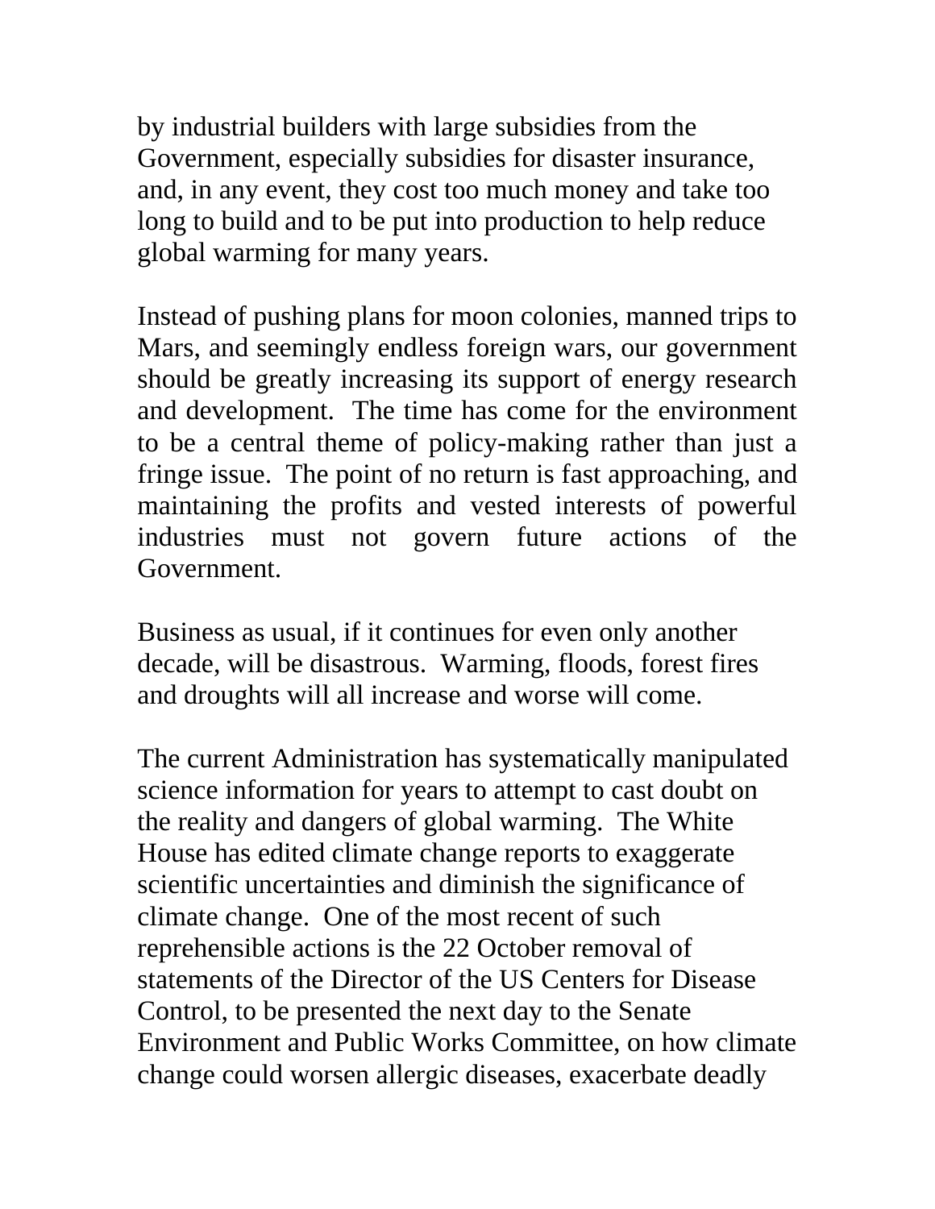by industrial builders with large subsidies from the Government, especially subsidies for disaster insurance, and, in any event, they cost too much money and take too long to build and to be put into production to help reduce global warming for many years.

Instead of pushing plans for moon colonies, manned trips to Mars, and seemingly endless foreign wars, our government should be greatly increasing its support of energy research and development. The time has come for the environment to be a central theme of policy-making rather than just a fringe issue. The point of no return is fast approaching, and maintaining the profits and vested interests of powerful industries must not govern future actions of the Government.

Business as usual, if it continues for even only another decade, will be disastrous. Warming, floods, forest fires and droughts will all increase and worse will come.

The current Administration has systematically manipulated science information for years to attempt to cast doubt on the reality and dangers of global warming. The White House has edited climate change reports to exaggerate scientific uncertainties and diminish the significance of climate change. One of the most recent of such reprehensible actions is the 22 October removal of statements of the Director of the US Centers for Disease Control, to be presented the next day to the Senate Environment and Public Works Committee, on how climate change could worsen allergic diseases, exacerbate deadly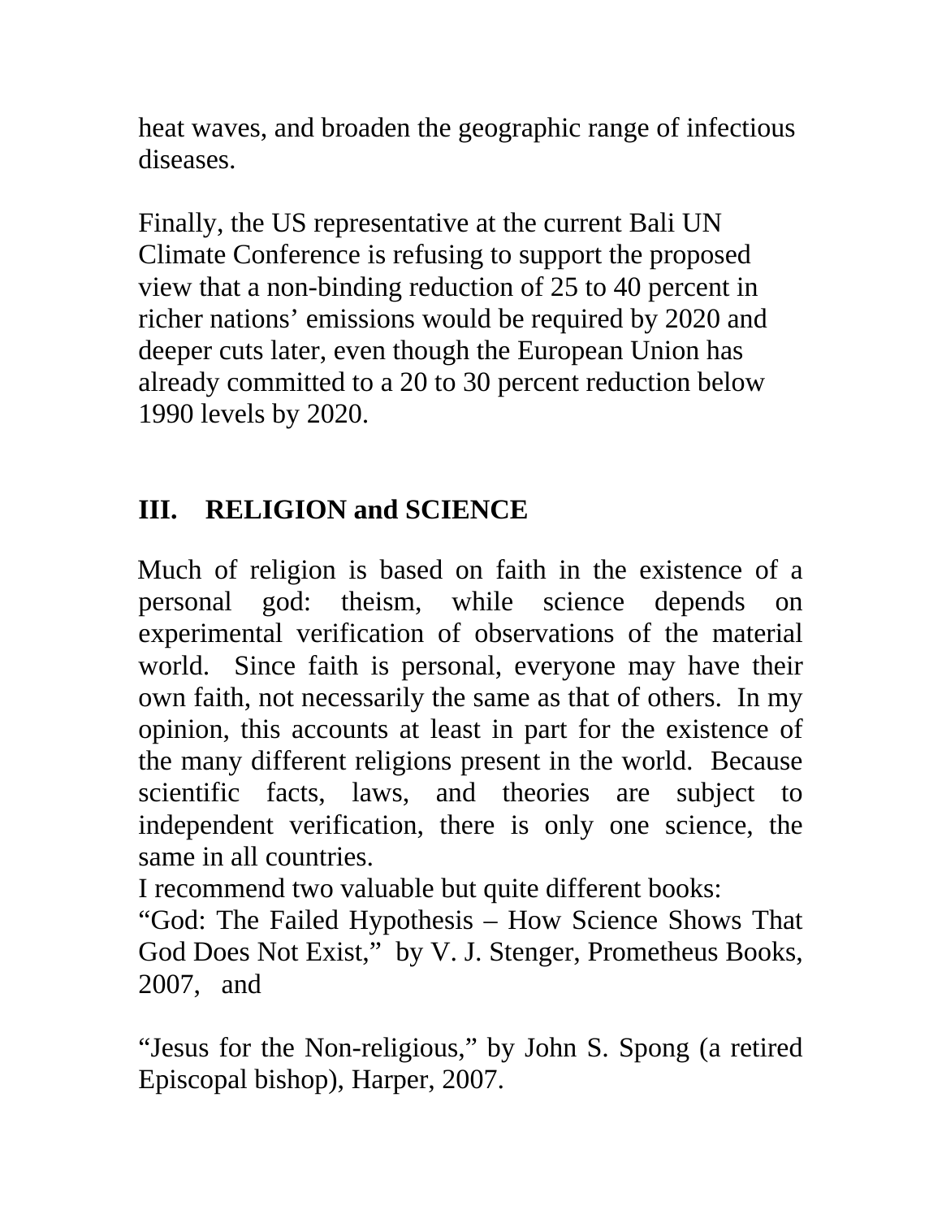heat waves, and broaden the geographic range of infectious diseases.

Finally, the US representative at the current Bali UN Climate Conference is refusing to support the proposed view that a non-binding reduction of 25 to 40 percent in richer nations' emissions would be required by 2020 and deeper cuts later, even though the European Union has already committed to a 20 to 30 percent reduction below 1990 levels by 2020.

## III. RELIGION and SCIENCE

Much of religion is based on faith in the existence of a personal god: theism, while science depends on experimental verification of observations of the material world. Since faith is personal, everyone may have their own faith, not necessarily the same as that of others. In my opinion, this accounts at least in part for the existence of the many different religions present in the world. Because scientific facts, laws, and theories are subject to independent verification, there is only one science, the same in all countries.

I recommend two valuable but quite different books:

"God: The Failed Hypothesis – How Science Shows That God Does Not Exist," by V. J. Stenger, Prometheus Books, 2007, and

"Jesus for the Non-religious," by John S. Spong (a retired Episcopal bishop), Harper, 2007.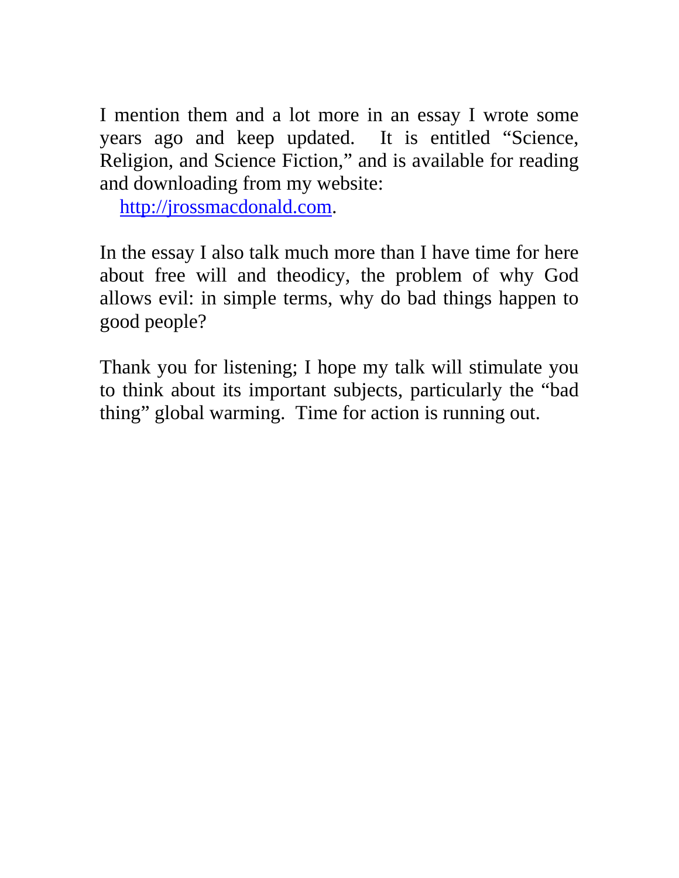I mention them and a lot more in an essay I wrote some years ago and keep updated. It is entitled "Science, Religion, and Science Fiction," and is available for reading and downloading from my website:

[http://jrossmacdonald.com](http://jrossmacdonald.com).

In the essay I also talk much more than I have time for here about free will and theodicy, the problem of why God allows evil: in simple terms, why do bad things happen to good people?

Thank you for listening; I hope my talk will stimulate you to think about its important subjects, particularly the "bad thing" global warming. Time for action is running out.